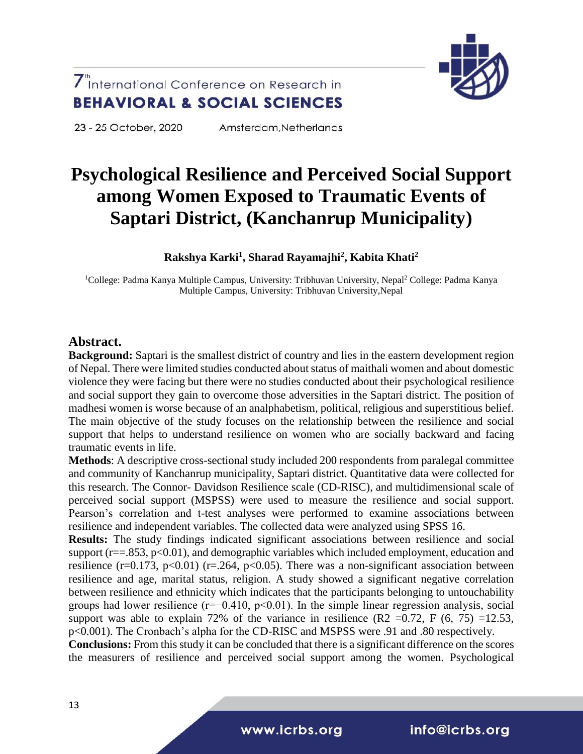# Psychological Resilience and Perceived Social Support among Women Exposed to Traumatic Events of Saptari District, (Kanchanrup Municipality)

**Rakshya Karki[1], Sharad Rayamajhi[2], Kabita Khati[2]**

[1]College: Padma Kanya Multiple Campus, University: Tribhuvan University, Nepal[2] College: Padma Kanya Multiple Campus, University: Tribhuvan University,Nepal

## Abstract.

**Background:** Saptari is the smallest district of country and lies in the eastern development region of Nepal. There were limited studies conducted about status of maithali women and about domestic violence they were facing but there were no studies conducted about their psychological resilience and social support they gain to overcome those adversities in the Saptari district. The position of madhesi women is worse because of an analphabetism, political, religious and superstitious belief. The main objective of the study focuses on the relationship between the resilience and social support that helps to understand resilience on women who are socially backward and facing traumatic events in life.

**Methods**: A descriptive cross-sectional study included 200 respondents from paralegal committee and community of Kanchanrup municipality, Saptari district. Quantitative data were collected for this research. The Connor- Davidson Resilience scale (CD-RISC), and multidimensional scale of perceived social support (MSPSS) were used to measure the resilience and social support. Pearson's correlation and t-test analyses were performed to examine associations between resilience and independent variables. The collected data were analyzed using SPSS 16.

**Results:** The study findings indicated significant associations between resilience and social support ($r==.853$, $p<0.01$), and demographic variables which included employment, education and resilience ($r=0.173$, $p<0.01$) ($r=.264$, $p<0.05$). There was a non-significant association between resilience and age, marital status, religion. A study showed a significant negative correlation between resilience and ethnicity which indicates that the participants belonging to untouchability groups had lower resilience ($r=-0.410$, $p<0.01$). In the simple linear regression analysis, social support was able to explain 72% of the variance in resilience ($R2 = 0.72$, $F(6, 75) = 12.53$, $p<0.001$). The Cronbach's alpha for the CD-RISC and MSPSS were .91 and .80 respectively.

**Conclusions:** From this study it can be concluded that there is a significant difference on the scores the measurers of resilience and perceived social support among the women. Psychological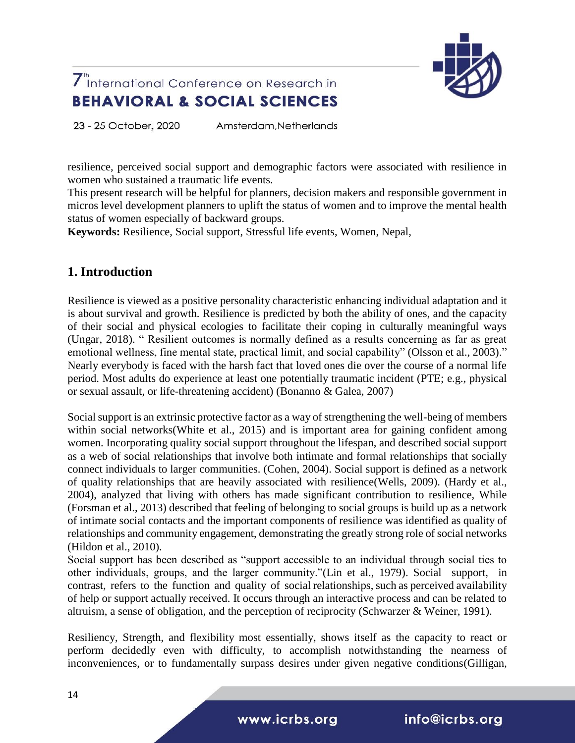resilience, perceived social support and demographic factors were associated with resilience in women who sustained a traumatic life events.

This present research will be helpful for planners, decision makers and responsible government in micros level development planners to uplift the status of women and to improve the mental health status of women especially of backward groups.

**Keywords:** Resilience, Social support, Stressful life events, Women, Nepal,

## 1. Introduction

Resilience is viewed as a positive personality characteristic enhancing individual adaptation and it is about survival and growth. Resilience is predicted by both the ability of ones, and the capacity of their social and physical ecologies to facilitate their coping in culturally meaningful ways (Ungar, 2018). " Resilient outcomes is normally defined as a results concerning as far as great emotional wellness, fine mental state, practical limit, and social capability" (Olsson et al., 2003)." Nearly everybody is faced with the harsh fact that loved ones die over the course of a normal life period. Most adults do experience at least one potentially traumatic incident (PTE; e.g., physical or sexual assault, or life-threatening accident) (Bonanno & Galea, 2007)

Social support is an extrinsic protective factor as a way of strengthening the well-being of members within social networks(White et al., 2015) and is important area for gaining confident among women. Incorporating quality social support throughout the lifespan, and described social support as a web of social relationships that involve both intimate and formal relationships that socially connect individuals to larger communities. (Cohen, 2004). Social support is defined as a network of quality relationships that are heavily associated with resilience(Wells, 2009). (Hardy et al., 2004), analyzed that living with others has made significant contribution to resilience, While (Forsman et al., 2013) described that feeling of belonging to social groups is build up as a network of intimate social contacts and the important components of resilience was identified as quality of relationships and community engagement, demonstrating the greatly strong role of social networks (Hildon et al., 2010).

Social support has been described as "support accessible to an individual through social ties to other individuals, groups, and the larger community."(Lin et al., 1979). Social support, in contrast, refers to the function and quality of social relationships, such as perceived availability of help or support actually received. It occurs through an interactive process and can be related to altruism, a sense of obligation, and the perception of reciprocity (Schwarzer & Weiner, 1991).

Resiliency, Strength, and flexibility most essentially, shows itself as the capacity to react or perform decidedly even with difficulty, to accomplish notwithstanding the nearness of inconveniences, or to fundamentally surpass desires under given negative conditions(Gilligan,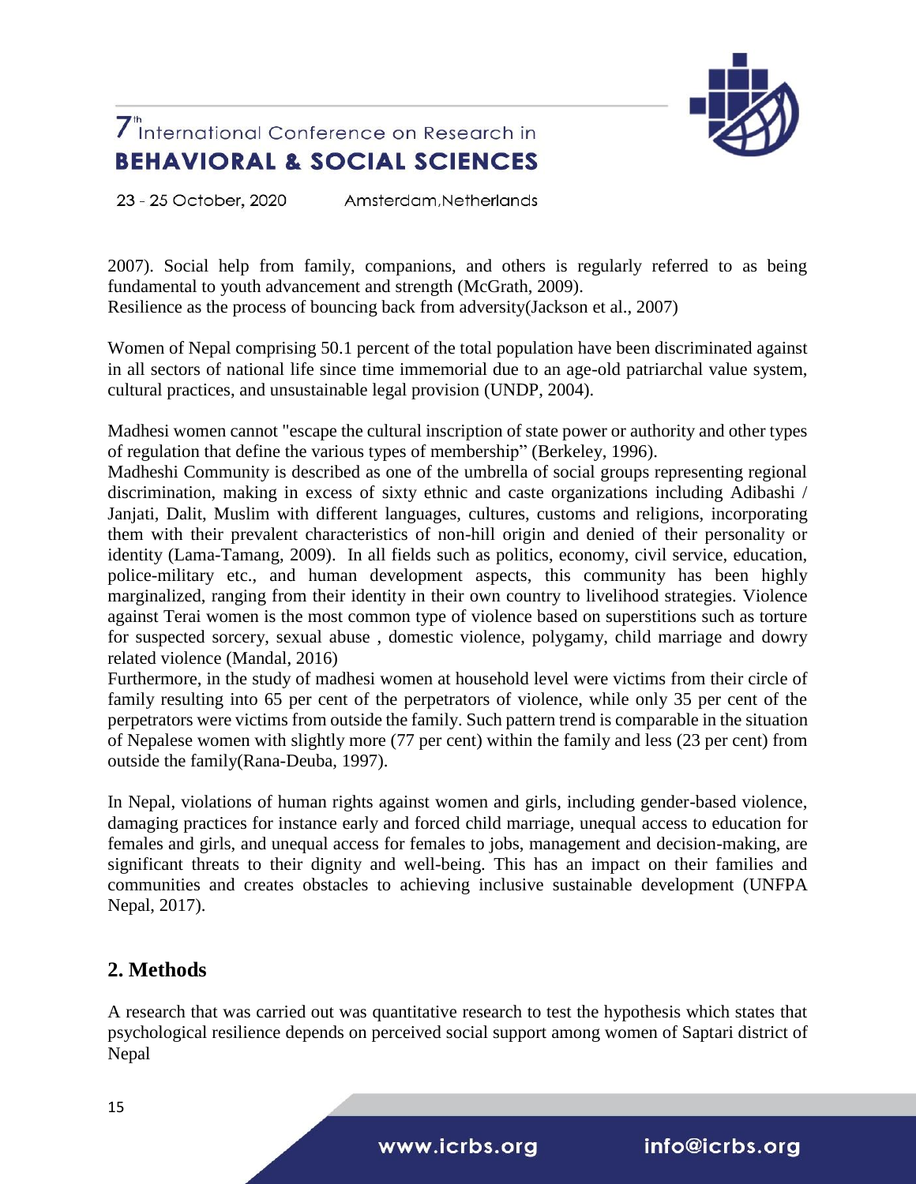2007). Social help from family, companions, and others is regularly referred to as being fundamental to youth advancement and strength (McGrath, 2009).
Resilience as the process of bouncing back from adversity(Jackson et al., 2007)

Women of Nepal comprising 50.1 percent of the total population have been discriminated against in all sectors of national life since time immemorial due to an age-old patriarchal value system, cultural practices, and unsustainable legal provision (UNDP, 2004).

Madhesi women cannot "escape the cultural inscription of state power or authority and other types of regulation that define the various types of membership" (Berkeley, 1996).
Madheshi Community is described as one of the umbrella of social groups representing regional discrimination, making in excess of sixty ethnic and caste organizations including Adibashi / Janjati, Dalit, Muslim with different languages, cultures, customs and religions, incorporating them with their prevalent characteristics of non-hill origin and denied of their personality or identity (Lama-Tamang, 2009). In all fields such as politics, economy, civil service, education, police-military etc., and human development aspects, this community has been highly marginalized, ranging from their identity in their own country to livelihood strategies. Violence against Terai women is the most common type of violence based on superstitions such as torture for suspected sorcery, sexual abuse , domestic violence, polygamy, child marriage and dowry related violence (Mandal, 2016)
Furthermore, in the study of madhesi women at household level were victims from their circle of family resulting into 65 per cent of the perpetrators of violence, while only 35 per cent of the perpetrators were victims from outside the family. Such pattern trend is comparable in the situation of Nepalese women with slightly more (77 per cent) within the family and less (23 per cent) from outside the family(Rana-Deuba, 1997).

In Nepal, violations of human rights against women and girls, including gender-based violence, damaging practices for instance early and forced child marriage, unequal access to education for females and girls, and unequal access for females to jobs, management and decision-making, are significant threats to their dignity and well-being. This has an impact on their families and communities and creates obstacles to achieving inclusive sustainable development (UNFPA Nepal, 2017).

## 2. Methods

A research that was carried out was quantitative research to test the hypothesis which states that psychological resilience depends on perceived social support among women of Saptari district of Nepal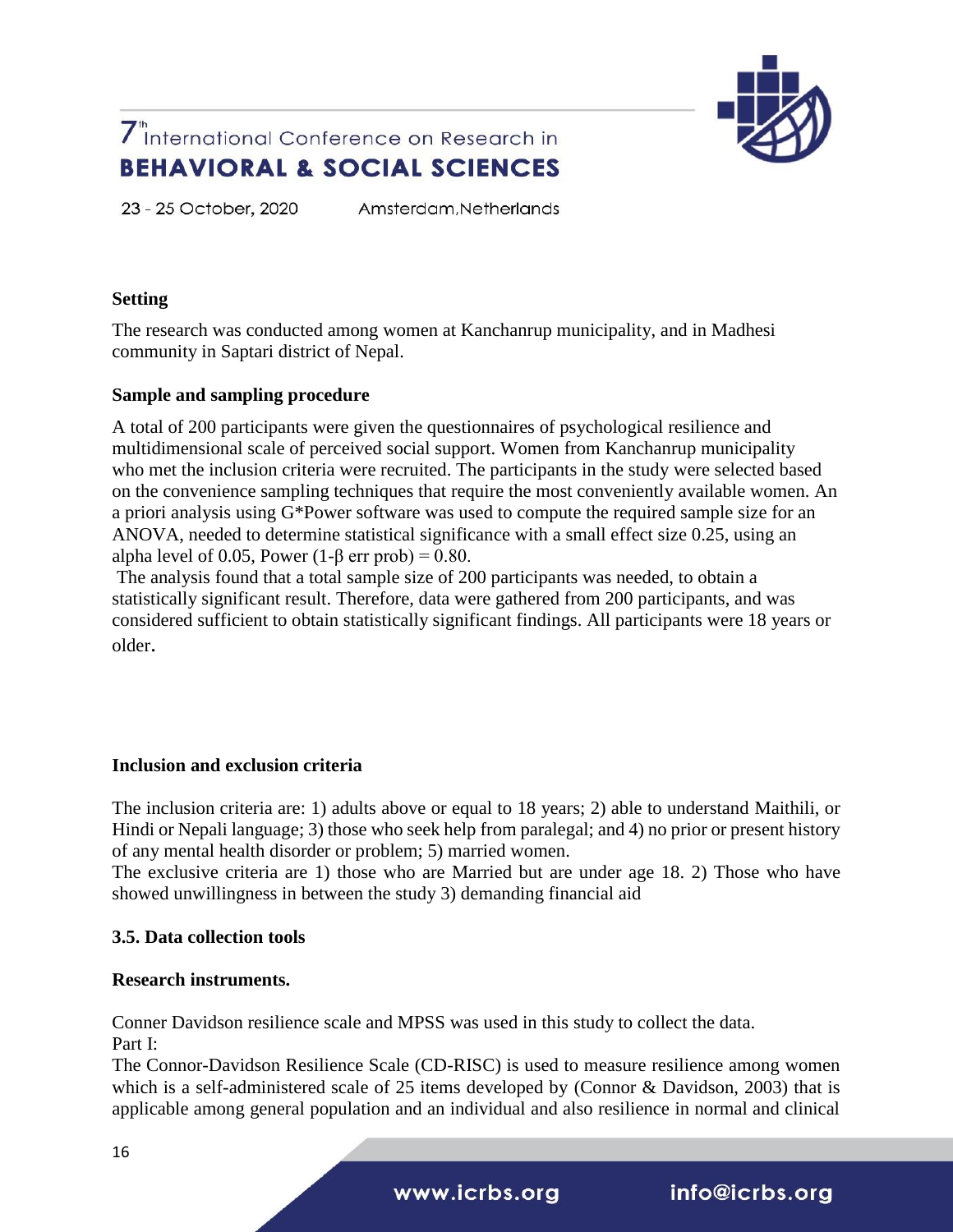**Setting**

The research was conducted among women at Kanchanrup municipality, and in Madhesi community in Saptari district of Nepal.

**Sample and sampling procedure**

A total of 200 participants were given the questionnaires of psychological resilience and multidimensional scale of perceived social support. Women from Kanchanrup municipality who met the inclusion criteria were recruited. The participants in the study were selected based on the convenience sampling techniques that require the most conveniently available women. An a priori analysis using G*Power software was used to compute the required sample size for an ANOVA, needed to determine statistical significance with a small effect size 0.25, using an alpha level of 0.05, Power ($1$-$\beta$ err prob) = 0.80.

The analysis found that a total sample size of 200 participants was needed, to obtain a statistically significant result. Therefore, data were gathered from 200 participants, and was considered sufficient to obtain statistically significant findings. All participants were 18 years or older.

**Inclusion and exclusion criteria**

The inclusion criteria are: 1) adults above or equal to 18 years; 2) able to understand Maithili, or Hindi or Nepali language; 3) those who seek help from paralegal; and 4) no prior or present history of any mental health disorder or problem; 5) married women.

The exclusive criteria are 1) those who are Married but are under age 18. 2) Those who have showed unwillingness in between the study 3) demanding financial aid

**3.5. Data collection tools**

**Research instruments.**

Conner Davidson resilience scale and MPSS was used in this study to collect the data.

Part I:

The Connor-Davidson Resilience Scale (CD-RISC) is used to measure resilience among women which is a self-administered scale of 25 items developed by (Connor & Davidson, 2003) that is applicable among general population and an individual and also resilience in normal and clinical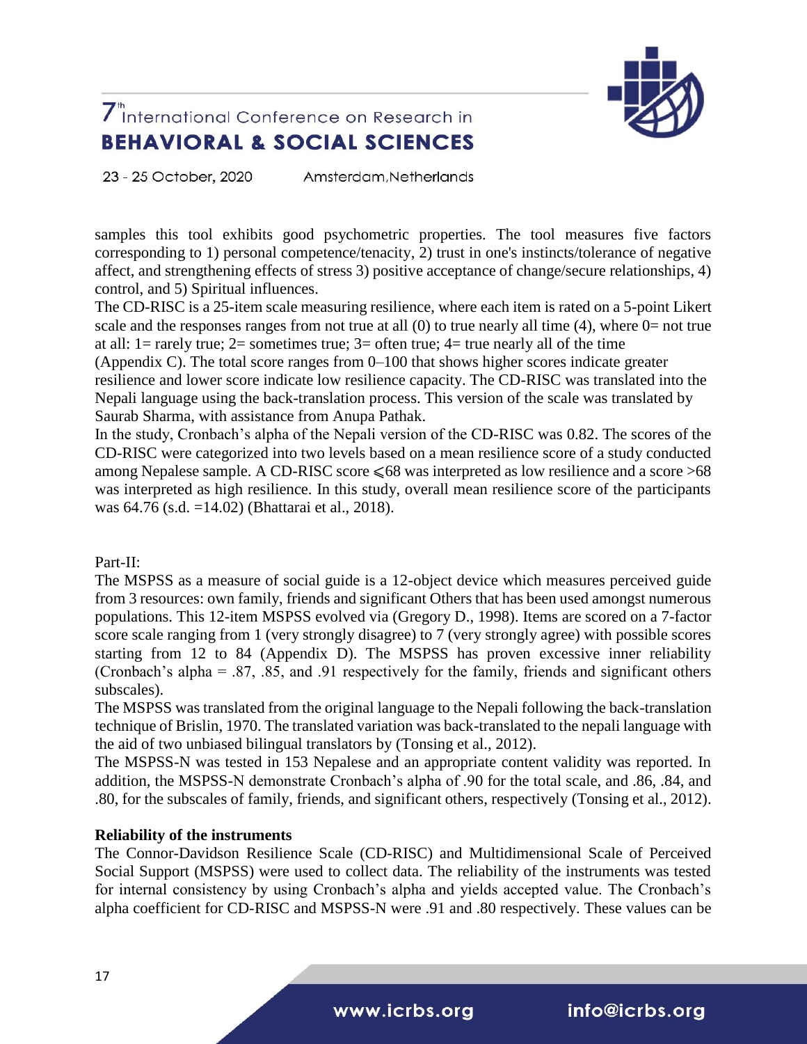samples this tool exhibits good psychometric properties. The tool measures five factors corresponding to 1) personal competence/tenacity, 2) trust in one's instincts/tolerance of negative affect, and strengthening effects of stress 3) positive acceptance of change/secure relationships, 4) control, and 5) Spiritual influences.

The CD-RISC is a 25-item scale measuring resilience, where each item is rated on a 5-point Likert scale and the responses ranges from not true at all (0) to true nearly all time (4), where 0= not true at all: 1= rarely true; 2= sometimes true; 3= often true; 4= true nearly all of the time (Appendix C). The total score ranges from 0–100 that shows higher scores indicate greater resilience and lower score indicate low resilience capacity. The CD-RISC was translated into the Nepali language using the back-translation process. This version of the scale was translated by Saurab Sharma, with assistance from Anupa Pathak.

In the study, Cronbach's alpha of the Nepali version of the CD-RISC was 0.82. The scores of the CD-RISC were categorized into two levels based on a mean resilience score of a study conducted among Nepalese sample. A CD-RISC score ⩽68 was interpreted as low resilience and a score >68 was interpreted as high resilience. In this study, overall mean resilience score of the participants was 64.76 (s.d. =14.02) (Bhattarai et al., 2018).

Part-II:

The MSPSS as a measure of social guide is a 12-object device which measures perceived guide from 3 resources: own family, friends and significant Others that has been used amongst numerous populations. This 12-item MSPSS evolved via (Gregory D., 1998). Items are scored on a 7-factor score scale ranging from 1 (very strongly disagree) to 7 (very strongly agree) with possible scores starting from 12 to 84 (Appendix D). The MSPSS has proven excessive inner reliability (Cronbach's alpha = .87, .85, and .91 respectively for the family, friends and significant others subscales).

The MSPSS was translated from the original language to the Nepali following the back-translation technique of Brislin, 1970. The translated variation was back-translated to the nepali language with the aid of two unbiased bilingual translators by (Tonsing et al., 2012).

The MSPSS-N was tested in 153 Nepalese and an appropriate content validity was reported. In addition, the MSPSS-N demonstrate Cronbach's alpha of .90 for the total scale, and .86, .84, and .80, for the subscales of family, friends, and significant others, respectively (Tonsing et al., 2012).

**Reliability of the instruments**

The Connor-Davidson Resilience Scale (CD-RISC) and Multidimensional Scale of Perceived Social Support (MSPSS) were used to collect data. The reliability of the instruments was tested for internal consistency by using Cronbach's alpha and yields accepted value. The Cronbach's alpha coefficient for CD-RISC and MSPSS-N were .91 and .80 respectively. These values can be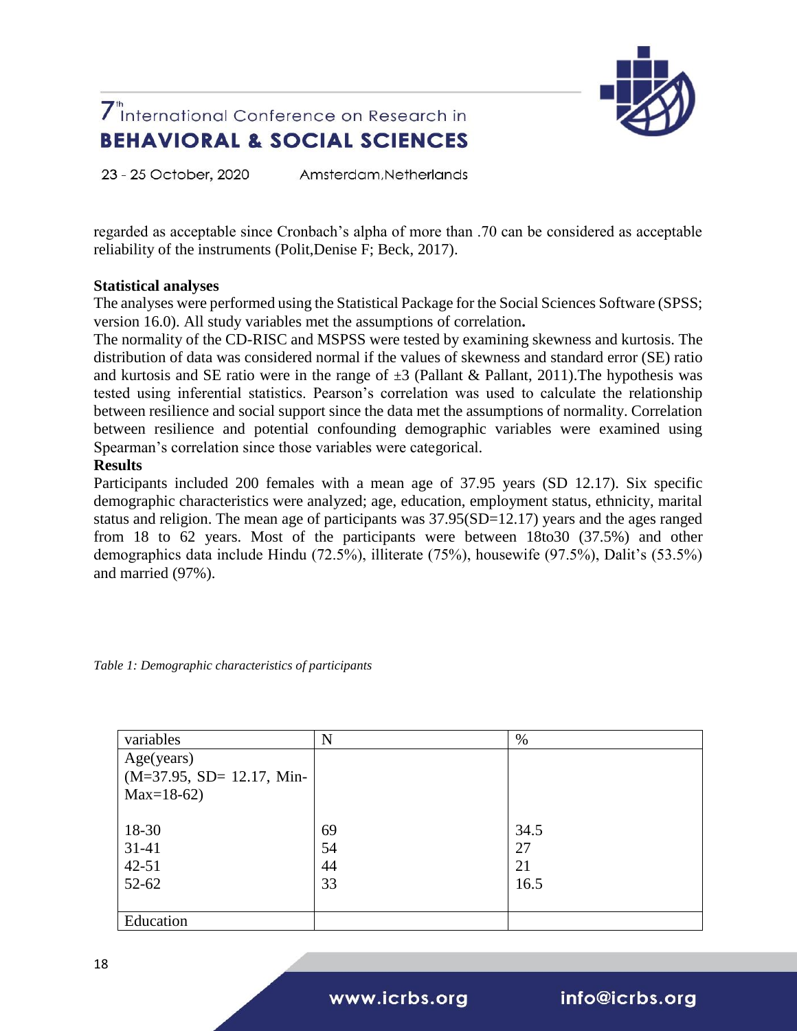regarded as acceptable since Cronbach's alpha of more than .70 can be considered as acceptable reliability of the instruments (Polit,Denise F; Beck, 2017).

**Statistical analyses**

The analyses were performed using the Statistical Package for the Social Sciences Software (SPSS; version 16.0). All study variables met the assumptions of correlation**.**

The normality of the CD-RISC and MSPSS were tested by examining skewness and kurtosis. The distribution of data was considered normal if the values of skewness and standard error (SE) ratio and kurtosis and SE ratio were in the range of $\pm 3$ (Pallant & Pallant, 2011).The hypothesis was tested using inferential statistics. Pearson's correlation was used to calculate the relationship between resilience and social support since the data met the assumptions of normality. Correlation between resilience and potential confounding demographic variables were examined using Spearman's correlation since those variables were categorical.

**Results**

Participants included 200 females with a mean age of 37.95 years (SD 12.17). Six specific demographic characteristics were analyzed; age, education, employment status, ethnicity, marital status and religion. The mean age of participants was 37.95(SD=12.17) years and the ages ranged from 18 to 62 years. Most of the participants were between 18to30 (37.5%) and other demographics data include Hindu (72.5%), illiterate (75%), housewife (97.5%), Dalit's (53.5%) and married (97%).

*Table 1: Demographic characteristics of participants*

| variables | N | % |
|---|---|---|
| Age(years) (M=37.95, SD= 12.17, Min-Max=18-62) | | |
| 18-30 | 69 | 34.5 |
| 31-41 | 54 | 27 |
| 42-51 | 44 | 21 |
| 52-62 | 33 | 16.5 |
| Education | | |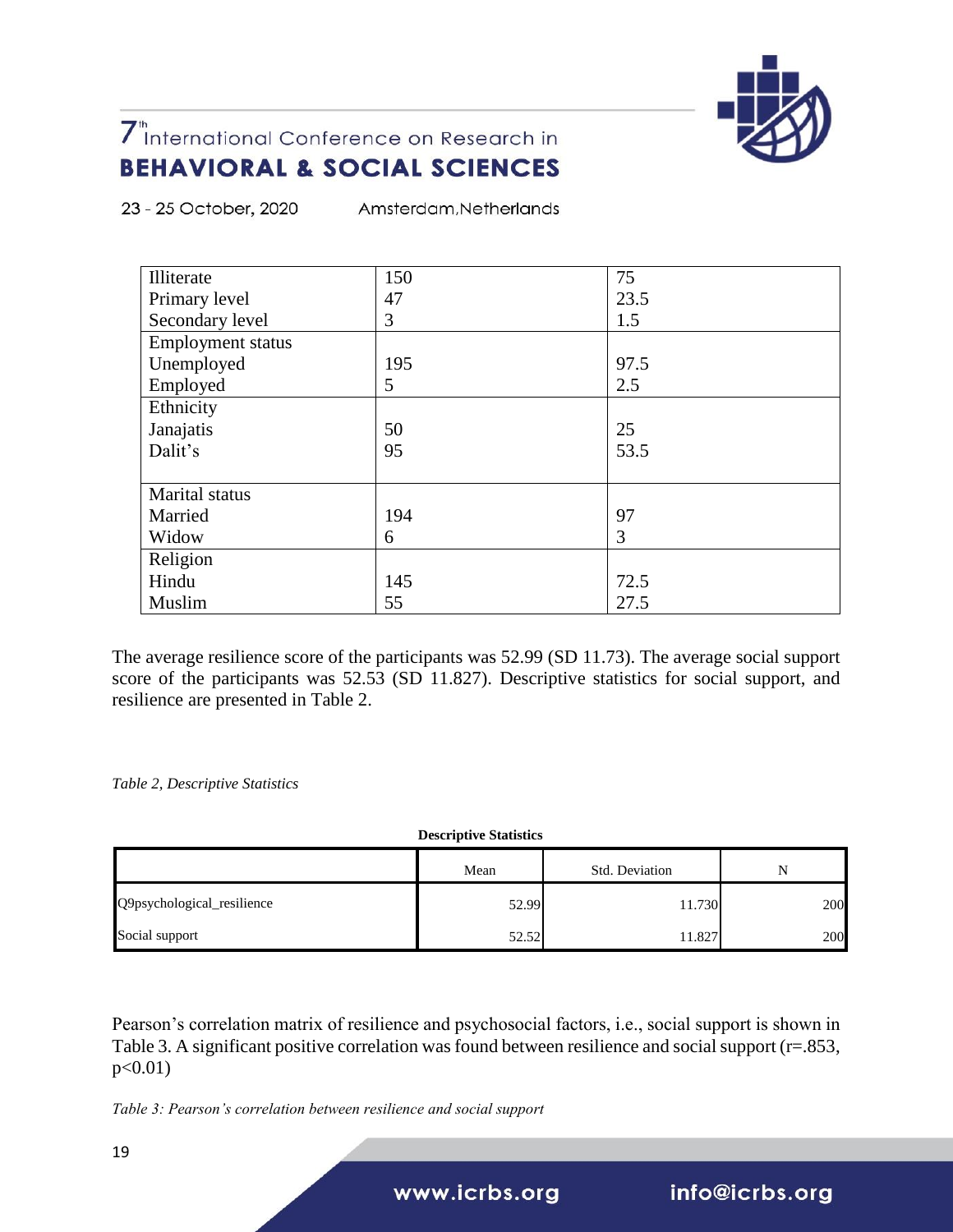| | | |
|---|---|---|
| Illiterate | 150 | 75 |
| Primary level | 47 | 23.5 |
| Secondary level | 3 | 1.5 |
| Employment status | | |
| Unemployed | 195 | 97.5 |
| Employed | 5 | 2.5 |
| Ethnicity | | |
| Janajatis | 50 | 25 |
| Dalit's | 95 | 53.5 |
| Marital status | | |
| Married | 194 | 97 |
| Widow | 6 | 3 |
| Religion | | |
| Hindu | 145 | 72.5 |
| Muslim | 55 | 27.5 |

The average resilience score of the participants was 52.99 (SD 11.73). The average social support score of the participants was 52.53 (SD 11.827). Descriptive statistics for social support, and resilience are presented in Table 2.

*Table 2, Descriptive Statistics*

**Descriptive Statistics**

| | Mean | Std. Deviation | N |
|---|---|---|---|
| Q9psychological_resilience | 52.99 | 11.730 | 200 |
| Social support | 52.52 | 11.827 | 200 |

Pearson's correlation matrix of resilience and psychosocial factors, i.e., social support is shown in Table 3. A significant positive correlation was found between resilience and social support ($r=.853$, $p<0.01$)

*Table 3: Pearson's correlation between resilience and social support*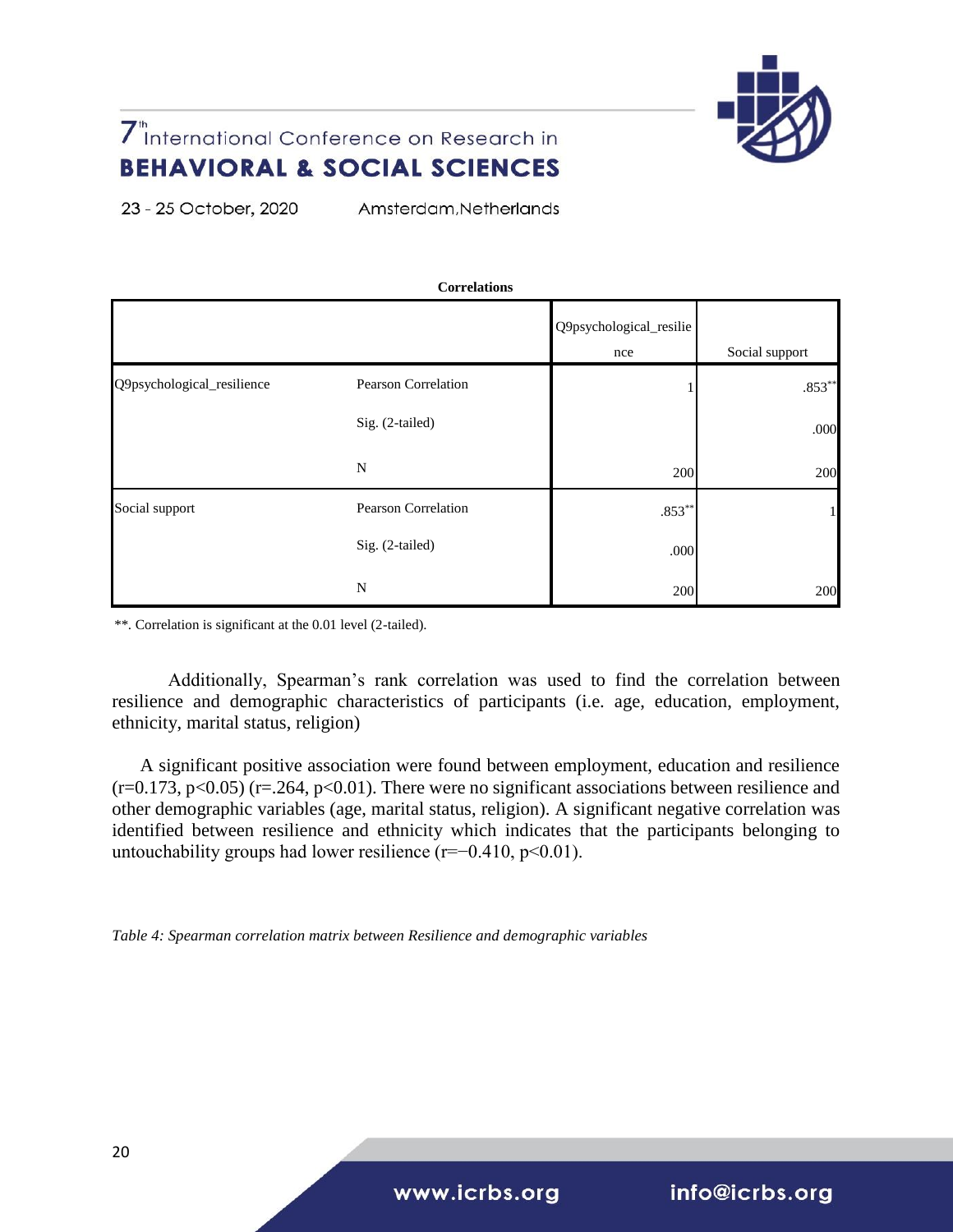**Correlations**

| | | Q9psychological_resilience | Social support |
|---|---|---|---|
| Q9psychological_resilience | Pearson Correlation | 1 | .853** |
| | Sig. (2-tailed) | | .000 |
| | N | 200 | 200 |
| Social support | Pearson Correlation | .853** | 1 |
| | Sig. (2-tailed) | .000 | |
| | N | 200 | 200 |

**. Correlation is significant at the 0.01 level (2-tailed).

Additionally, Spearman's rank correlation was used to find the correlation between resilience and demographic characteristics of participants (i.e. age, education, employment, ethnicity, marital status, religion)

A significant positive association were found between employment, education and resilience ($r=0.173$, $p<0.05$) ($r=.264$, $p<0.01$). There were no significant associations between resilience and other demographic variables (age, marital status, religion). A significant negative correlation was identified between resilience and ethnicity which indicates that the participants belonging to untouchability groups had lower resilience ($r=-0.410$, $p<0.01$).

*Table 4: Spearman correlation matrix between Resilience and demographic variables*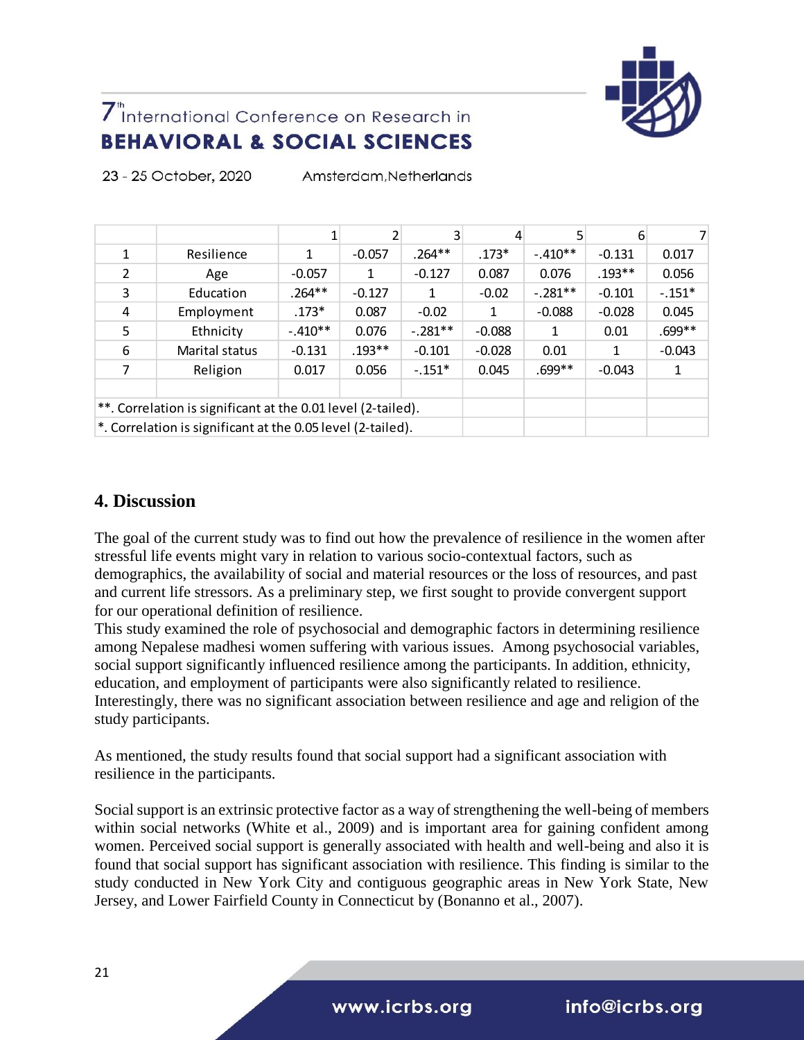| | | 1 | 2 | 3 | 4 | 5 | 6 | 7 |
|---|---|---|---|---|---|---|---|---|
| 1 | Resilience | 1 | -0.057 | .264** | .173* | -.410** | -0.131 | 0.017 |
| 2 | Age | -0.057 | 1 | -0.127 | 0.087 | 0.076 | .193** | 0.056 |
| 3 | Education | .264** | -0.127 | 1 | -0.02 | -.281** | -0.101 | -.151* |
| 4 | Employment | .173* | 0.087 | -0.02 | 1 | -0.088 | -0.028 | 0.045 |
| 5 | Ethnicity | -.410** | 0.076 | -.281** | -0.088 | 1 | 0.01 | .699** |
| 6 | Marital status | -0.131 | .193** | -0.101 | -0.028 | 0.01 | 1 | -0.043 |
| 7 | Religion | 0.017 | 0.056 | -.151* | 0.045 | .699** | -0.043 | 1 |

**. Correlation is significant at the 0.01 level (2-tailed).

*. Correlation is significant at the 0.05 level (2-tailed).

## 4. Discussion

The goal of the current study was to find out how the prevalence of resilience in the women after stressful life events might vary in relation to various socio-contextual factors, such as demographics, the availability of social and material resources or the loss of resources, and past and current life stressors. As a preliminary step, we first sought to provide convergent support for our operational definition of resilience.

This study examined the role of psychosocial and demographic factors in determining resilience among Nepalese madhesi women suffering with various issues. Among psychosocial variables, social support significantly influenced resilience among the participants. In addition, ethnicity, education, and employment of participants were also significantly related to resilience. Interestingly, there was no significant association between resilience and age and religion of the study participants.

As mentioned, the study results found that social support had a significant association with resilience in the participants.

Social support is an extrinsic protective factor as a way of strengthening the well-being of members within social networks (White et al., 2009) and is important area for gaining confident among women. Perceived social support is generally associated with health and well-being and also it is found that social support has significant association with resilience. This finding is similar to the study conducted in New York City and contiguous geographic areas in New York State, New Jersey, and Lower Fairfield County in Connecticut by (Bonanno et al., 2007).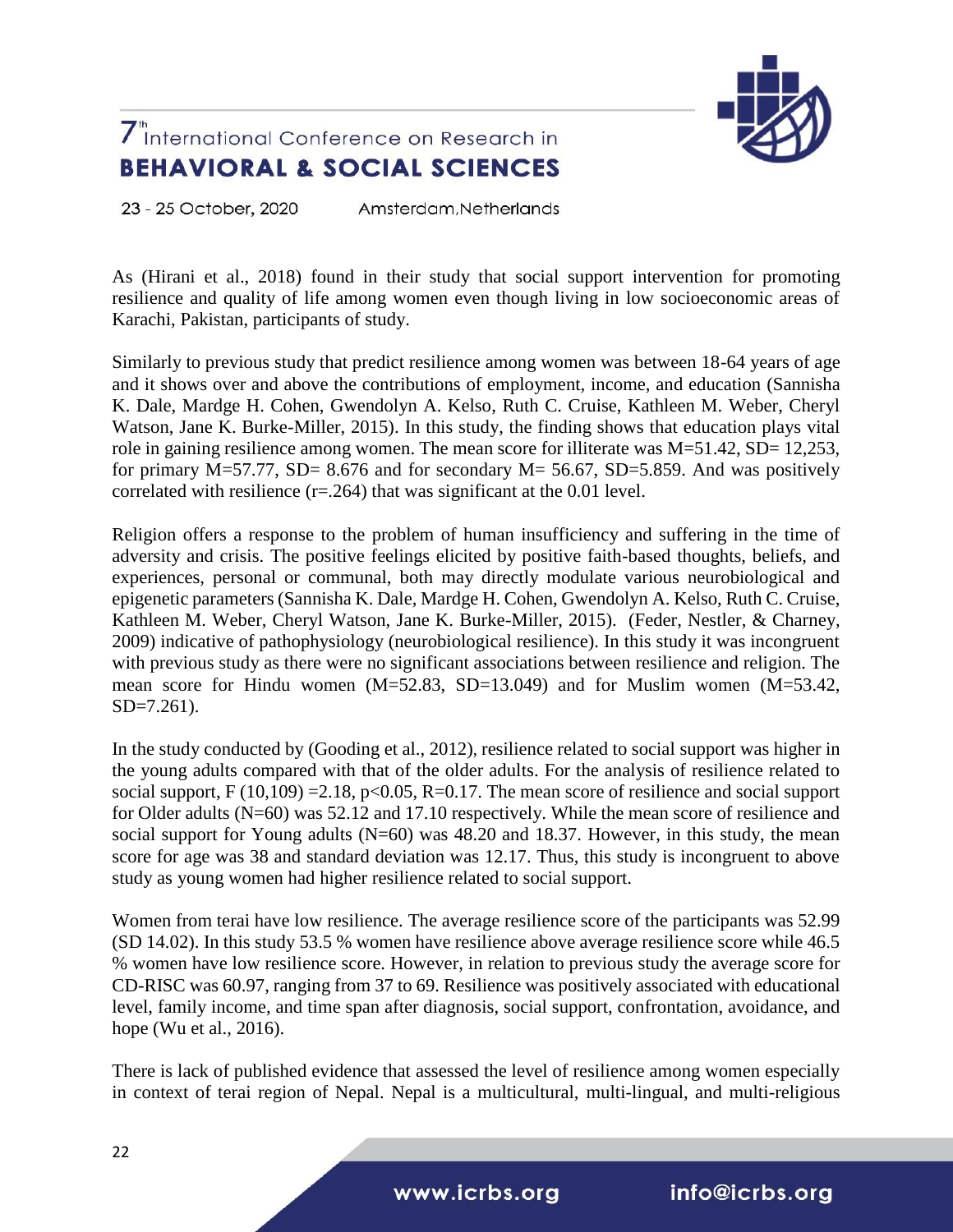As (Hirani et al., 2018) found in their study that social support intervention for promoting resilience and quality of life among women even though living in low socioeconomic areas of Karachi, Pakistan, participants of study.

Similarly to previous study that predict resilience among women was between 18-64 years of age and it shows over and above the contributions of employment, income, and education (Sannisha K. Dale, Mardge H. Cohen, Gwendolyn A. Kelso, Ruth C. Cruise, Kathleen M. Weber, Cheryl Watson, Jane K. Burke-Miller, 2015). In this study, the finding shows that education plays vital role in gaining resilience among women. The mean score for illiterate was M=51.42, SD= 12,253, for primary M=57.77, SD= 8.676 and for secondary M= 56.67, SD=5.859. And was positively correlated with resilience (r=.264) that was significant at the 0.01 level.

Religion offers a response to the problem of human insufficiency and suffering in the time of adversity and crisis. The positive feelings elicited by positive faith-based thoughts, beliefs, and experiences, personal or communal, both may directly modulate various neurobiological and epigenetic parameters (Sannisha K. Dale, Mardge H. Cohen, Gwendolyn A. Kelso, Ruth C. Cruise, Kathleen M. Weber, Cheryl Watson, Jane K. Burke-Miller, 2015). (Feder, Nestler, & Charney, 2009) indicative of pathophysiology (neurobiological resilience). In this study it was incongruent with previous study as there were no significant associations between resilience and religion. The mean score for Hindu women (M=52.83, SD=13.049) and for Muslim women (M=53.42, SD=7.261).

In the study conducted by (Gooding et al., 2012), resilience related to social support was higher in the young adults compared with that of the older adults. For the analysis of resilience related to social support, F (10,109) =2.18, $p<0.05$, R=0.17. The mean score of resilience and social support for Older adults (N=60) was 52.12 and 17.10 respectively. While the mean score of resilience and social support for Young adults (N=60) was 48.20 and 18.37. However, in this study, the mean score for age was 38 and standard deviation was 12.17. Thus, this study is incongruent to above study as young women had higher resilience related to social support.

Women from terai have low resilience. The average resilience score of the participants was 52.99 (SD 14.02). In this study 53.5 % women have resilience above average resilience score while 46.5 % women have low resilience score. However, in relation to previous study the average score for CD-RISC was 60.97, ranging from 37 to 69. Resilience was positively associated with educational level, family income, and time span after diagnosis, social support, confrontation, avoidance, and hope (Wu et al., 2016).

There is lack of published evidence that assessed the level of resilience among women especially in context of terai region of Nepal. Nepal is a multicultural, multi-lingual, and multi-religious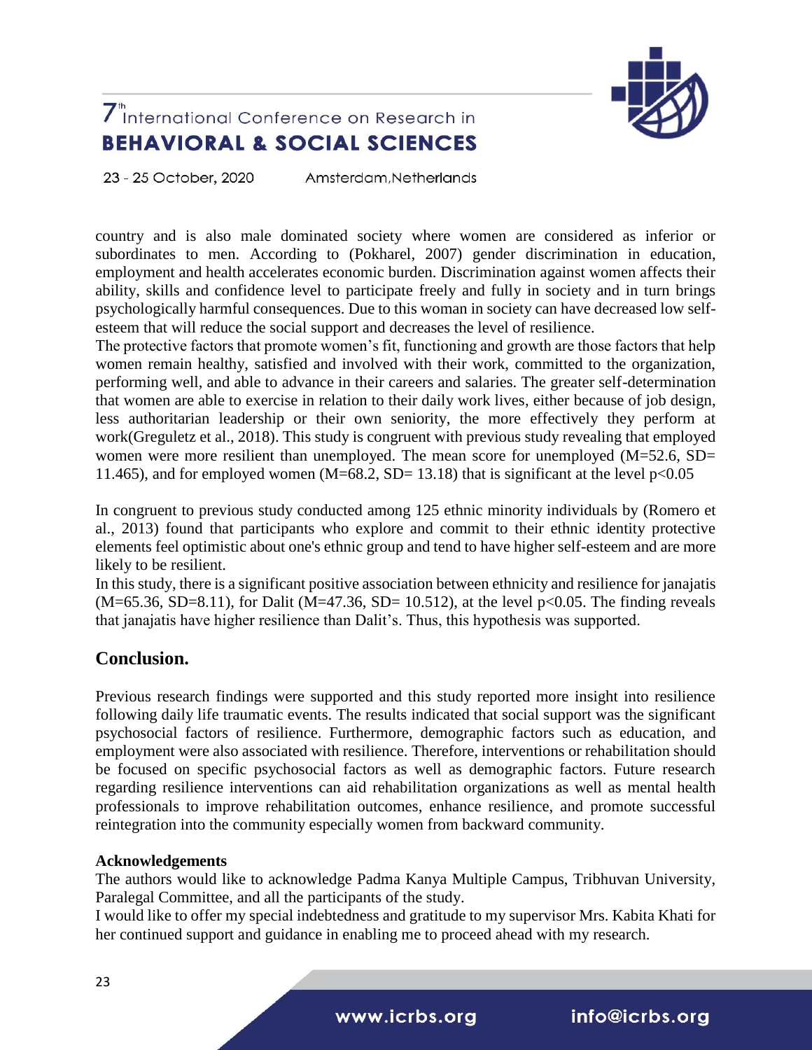country and is also male dominated society where women are considered as inferior or subordinates to men. According to (Pokharel, 2007) gender discrimination in education, employment and health accelerates economic burden. Discrimination against women affects their ability, skills and confidence level to participate freely and fully in society and in turn brings psychologically harmful consequences. Due to this woman in society can have decreased low self-esteem that will reduce the social support and decreases the level of resilience.

The protective factors that promote women's fit, functioning and growth are those factors that help women remain healthy, satisfied and involved with their work, committed to the organization, performing well, and able to advance in their careers and salaries. The greater self-determination that women are able to exercise in relation to their daily work lives, either because of job design, less authoritarian leadership or their own seniority, the more effectively they perform at work(Greguletz et al., 2018). This study is congruent with previous study revealing that employed women were more resilient than unemployed. The mean score for unemployed (M=52.6, SD= 11.465), and for employed women (M=68.2, SD= 13.18) that is significant at the level $p<0.05$

In congruent to previous study conducted among 125 ethnic minority individuals by (Romero et al., 2013) found that participants who explore and commit to their ethnic identity protective elements feel optimistic about one's ethnic group and tend to have higher self-esteem and are more likely to be resilient.

In this study, there is a significant positive association between ethnicity and resilience for janajatis (M=65.36, SD=8.11), for Dalit (M=47.36, SD= 10.512), at the level $p<0.05$. The finding reveals that janajatis have higher resilience than Dalit's. Thus, this hypothesis was supported.

## Conclusion.

Previous research findings were supported and this study reported more insight into resilience following daily life traumatic events. The results indicated that social support was the significant psychosocial factors of resilience. Furthermore, demographic factors such as education, and employment were also associated with resilience. Therefore, interventions or rehabilitation should be focused on specific psychosocial factors as well as demographic factors. Future research regarding resilience interventions can aid rehabilitation organizations as well as mental health professionals to improve rehabilitation outcomes, enhance resilience, and promote successful reintegration into the community especially women from backward community.

**Acknowledgements**

The authors would like to acknowledge Padma Kanya Multiple Campus, Tribhuvan University, Paralegal Committee, and all the participants of the study.

I would like to offer my special indebtedness and gratitude to my supervisor Mrs. Kabita Khati for her continued support and guidance in enabling me to proceed ahead with my research.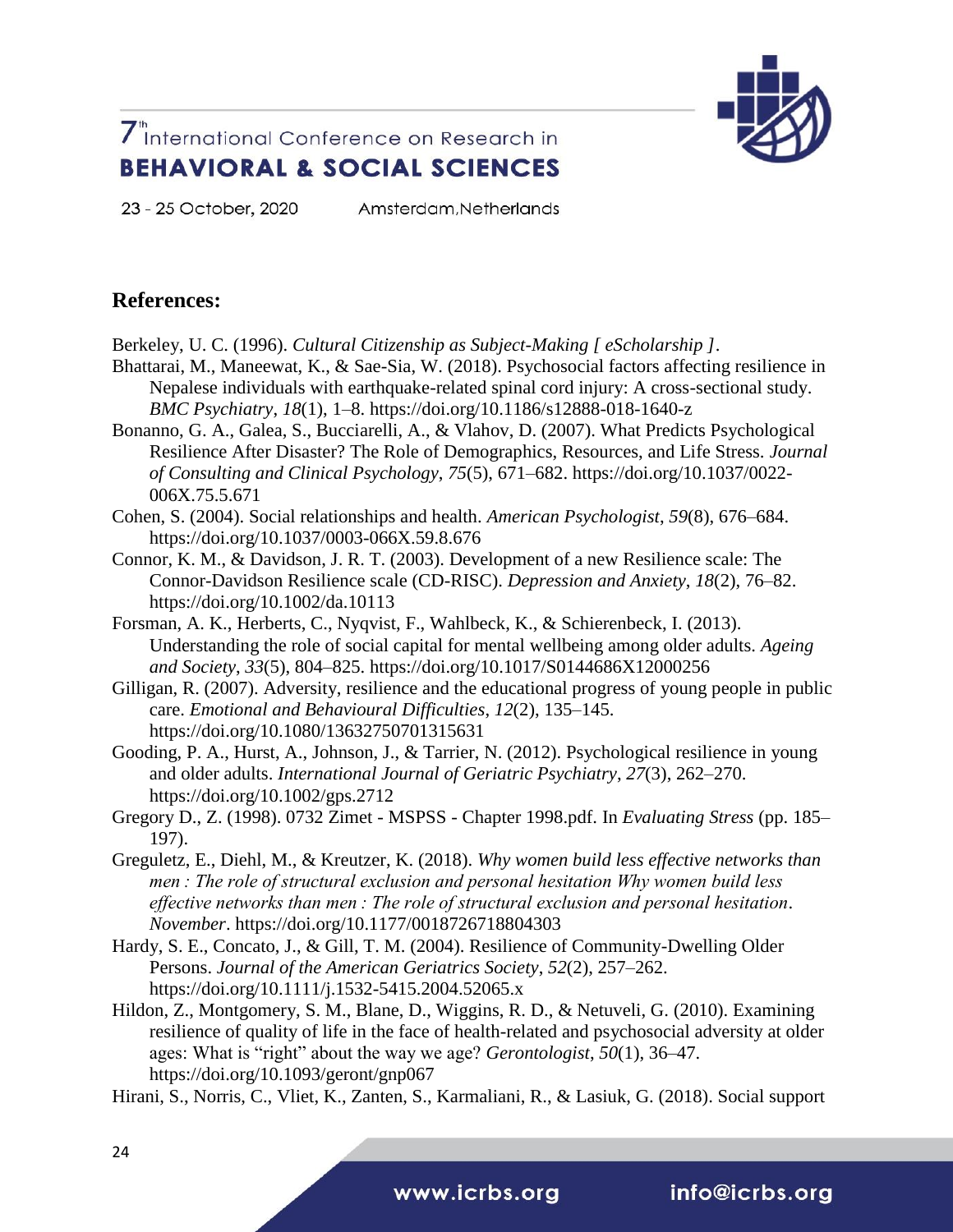## References:

Berkeley, U. C. (1996). *Cultural Citizenship as Subject-Making [ eScholarship ]*.

Bhattarai, M., Maneewat, K., & Sae-Sia, W. (2018). Psychosocial factors affecting resilience in Nepalese individuals with earthquake-related spinal cord injury: A cross-sectional study. *BMC Psychiatry*, *18*(1), 1–8. https://doi.org/10.1186/s12888-018-1640-z

Bonanno, G. A., Galea, S., Bucciarelli, A., & Vlahov, D. (2007). What Predicts Psychological Resilience After Disaster? The Role of Demographics, Resources, and Life Stress. *Journal of Consulting and Clinical Psychology*, *75*(5), 671–682. https://doi.org/10.1037/0022-006X.75.5.671

Cohen, S. (2004). Social relationships and health. *American Psychologist*, *59*(8), 676–684. https://doi.org/10.1037/0003-066X.59.8.676

Connor, K. M., & Davidson, J. R. T. (2003). Development of a new Resilience scale: The Connor-Davidson Resilience scale (CD-RISC). *Depression and Anxiety*, *18*(2), 76–82. https://doi.org/10.1002/da.10113

Forsman, A. K., Herberts, C., Nyqvist, F., Wahlbeck, K., & Schierenbeck, I. (2013). Understanding the role of social capital for mental wellbeing among older adults. *Ageing and Society*, *33*(5), 804–825. https://doi.org/10.1017/S0144686X12000256

Gilligan, R. (2007). Adversity, resilience and the educational progress of young people in public care. *Emotional and Behavioural Difficulties*, *12*(2), 135–145. https://doi.org/10.1080/13632750701315631

Gooding, P. A., Hurst, A., Johnson, J., & Tarrier, N. (2012). Psychological resilience in young and older adults. *International Journal of Geriatric Psychiatry*, *27*(3), 262–270. https://doi.org/10.1002/gps.2712

Gregory D., Z. (1998). 0732 Zimet - MSPSS - Chapter 1998.pdf. In *Evaluating Stress* (pp. 185–197).

Greguletz, E., Diehl, M., & Kreutzer, K. (2018). *Why women build less effective networks than men : The role of structural exclusion and personal hesitation Why women build less effective networks than men : The role of structural exclusion and personal hesitation*. *November*. https://doi.org/10.1177/0018726718804303

Hardy, S. E., Concato, J., & Gill, T. M. (2004). Resilience of Community-Dwelling Older Persons. *Journal of the American Geriatrics Society*, *52*(2), 257–262. https://doi.org/10.1111/j.1532-5415.2004.52065.x

Hildon, Z., Montgomery, S. M., Blane, D., Wiggins, R. D., & Netuveli, G. (2010). Examining resilience of quality of life in the face of health-related and psychosocial adversity at older ages: What is "right" about the way we age? *Gerontologist*, *50*(1), 36–47. https://doi.org/10.1093/geront/gnp067

Hirani, S., Norris, C., Vliet, K., Zanten, S., Karmaliani, R., & Lasiuk, G. (2018). Social support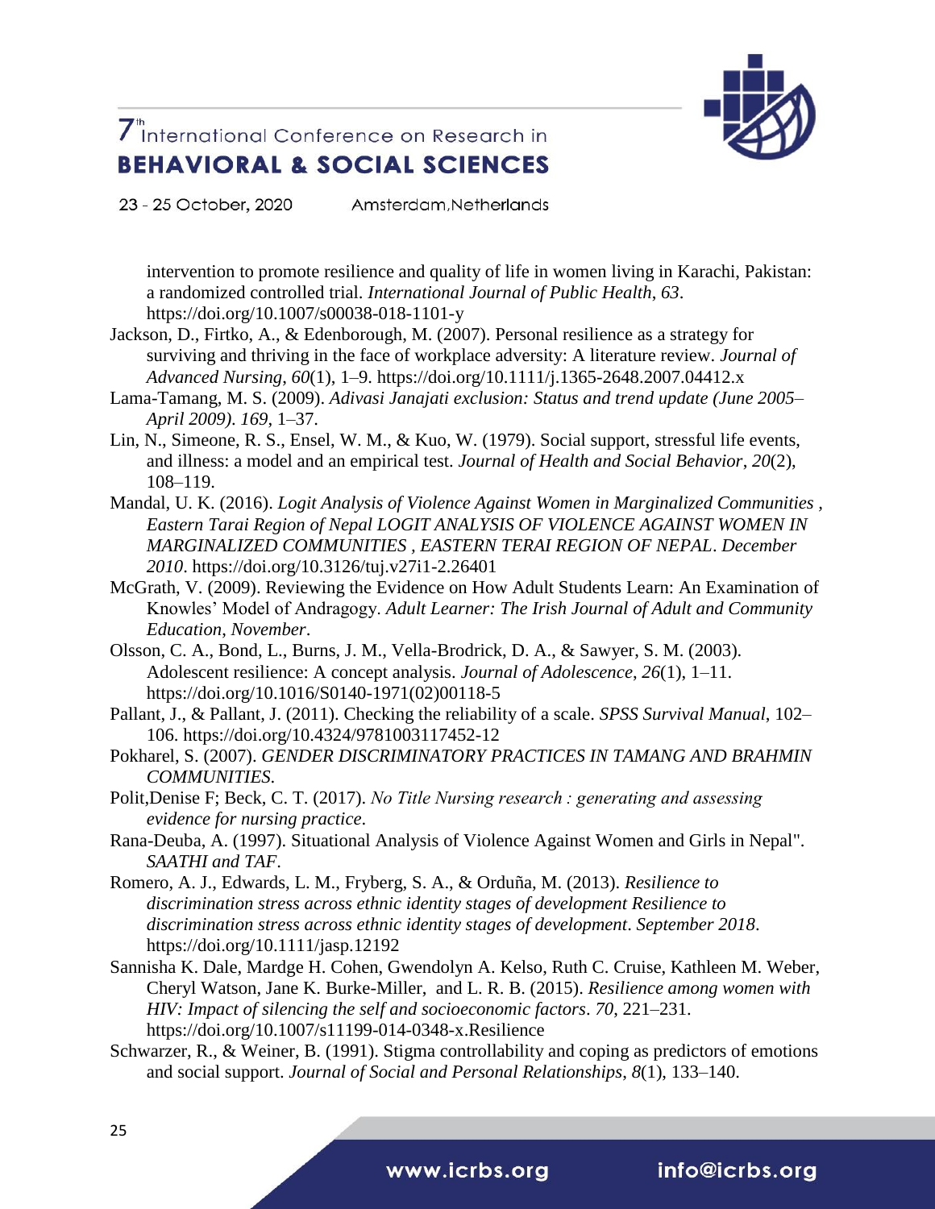intervention to promote resilience and quality of life in women living in Karachi, Pakistan: a randomized controlled trial. *International Journal of Public Health*, *63*. https://doi.org/10.1007/s00038-018-1101-y

Jackson, D., Firtko, A., & Edenborough, M. (2007). Personal resilience as a strategy for surviving and thriving in the face of workplace adversity: A literature review. *Journal of Advanced Nursing*, *60*(1), 1–9. https://doi.org/10.1111/j.1365-2648.2007.04412.x

Lama-Tamang, M. S. (2009). *Adivasi Janajati exclusion: Status and trend update (June 2005–April 2009)*. *169*, 1–37.

Lin, N., Simeone, R. S., Ensel, W. M., & Kuo, W. (1979). Social support, stressful life events, and illness: a model and an empirical test. *Journal of Health and Social Behavior*, *20*(2), 108–119.

Mandal, U. K. (2016). *Logit Analysis of Violence Against Women in Marginalized Communities , Eastern Tarai Region of Nepal LOGIT ANALYSIS OF VIOLENCE AGAINST WOMEN IN MARGINALIZED COMMUNITIES , EASTERN TERAI REGION OF NEPAL*. *December 2010*. https://doi.org/10.3126/tuj.v27i1-2.26401

McGrath, V. (2009). Reviewing the Evidence on How Adult Students Learn: An Examination of Knowles' Model of Andragogy. *Adult Learner: The Irish Journal of Adult and Community Education*, *November*.

Olsson, C. A., Bond, L., Burns, J. M., Vella-Brodrick, D. A., & Sawyer, S. M. (2003). Adolescent resilience: A concept analysis. *Journal of Adolescence*, *26*(1), 1–11. https://doi.org/10.1016/S0140-1971(02)00118-5

Pallant, J., & Pallant, J. (2011). Checking the reliability of a scale. *SPSS Survival Manual*, 102–106. https://doi.org/10.4324/9781003117452-12

Pokharel, S. (2007). *GENDER DISCRIMINATORY PRACTICES IN TAMANG AND BRAHMIN COMMUNITIES*.

Polit,Denise F; Beck, C. T. (2017). *No Title Nursing research : generating and assessing evidence for nursing practice*.

Rana-Deuba, A. (1997). Situational Analysis of Violence Against Women and Girls in Nepal". *SAATHI and TAF*.

Romero, A. J., Edwards, L. M., Fryberg, S. A., & Orduña, M. (2013). *Resilience to discrimination stress across ethnic identity stages of development Resilience to discrimination stress across ethnic identity stages of development*. *September 2018*. https://doi.org/10.1111/jasp.12192

Sannisha K. Dale, Mardge H. Cohen, Gwendolyn A. Kelso, Ruth C. Cruise, Kathleen M. Weber, Cheryl Watson, Jane K. Burke-Miller, and L. R. B. (2015). *Resilience among women with HIV: Impact of silencing the self and socioeconomic factors*. *70*, 221–231. https://doi.org/10.1007/s11199-014-0348-x.Resilience

Schwarzer, R., & Weiner, B. (1991). Stigma controllability and coping as predictors of emotions and social support. *Journal of Social and Personal Relationships*, *8*(1), 133–140.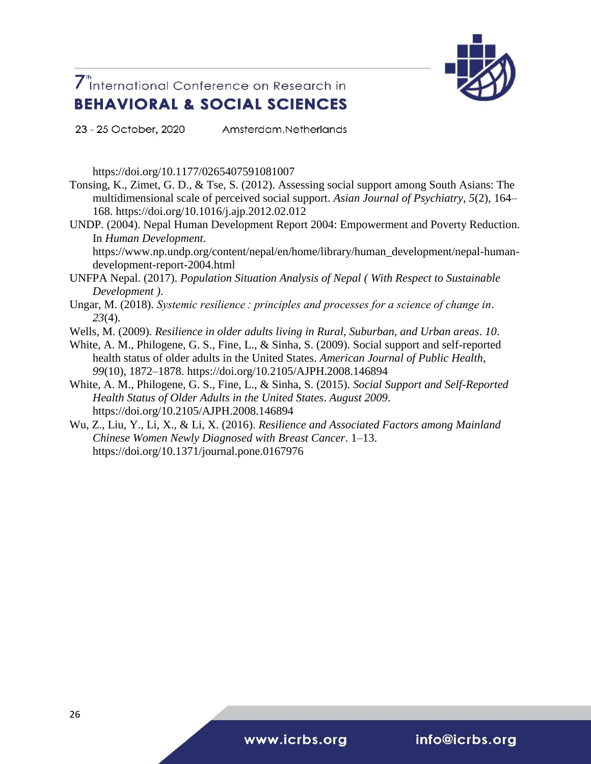https://doi.org/10.1177/0265407591081007

Tonsing, K., Zimet, G. D., & Tse, S. (2012). Assessing social support among South Asians: The multidimensional scale of perceived social support. *Asian Journal of Psychiatry*, *5*(2), 164–168. https://doi.org/10.1016/j.ajp.2012.02.012

UNDP. (2004). Nepal Human Development Report 2004: Empowerment and Poverty Reduction. In *Human Development*. https://www.np.undp.org/content/nepal/en/home/library/human_development/nepal-human-development-report-2004.html

UNFPA Nepal. (2017). *Population Situation Analysis of Nepal ( With Respect to Sustainable Development )*.

Ungar, M. (2018). *Systemic resilience : principles and processes for a science of change in*. *23*(4).

Wells, M. (2009). *Resilience in older adults living in Rural, Suburban, and Urban areas*. *10*.

White, A. M., Philogene, G. S., Fine, L., & Sinha, S. (2009). Social support and self-reported health status of older adults in the United States. *American Journal of Public Health*, *99*(10), 1872–1878. https://doi.org/10.2105/AJPH.2008.146894

White, A. M., Philogene, G. S., Fine, L., & Sinha, S. (2015). *Social Support and Self-Reported Health Status of Older Adults in the United States*. *August 2009*. https://doi.org/10.2105/AJPH.2008.146894

Wu, Z., Liu, Y., Li, X., & Li, X. (2016). *Resilience and Associated Factors among Mainland Chinese Women Newly Diagnosed with Breast Cancer*. 1–13. https://doi.org/10.1371/journal.pone.0167976